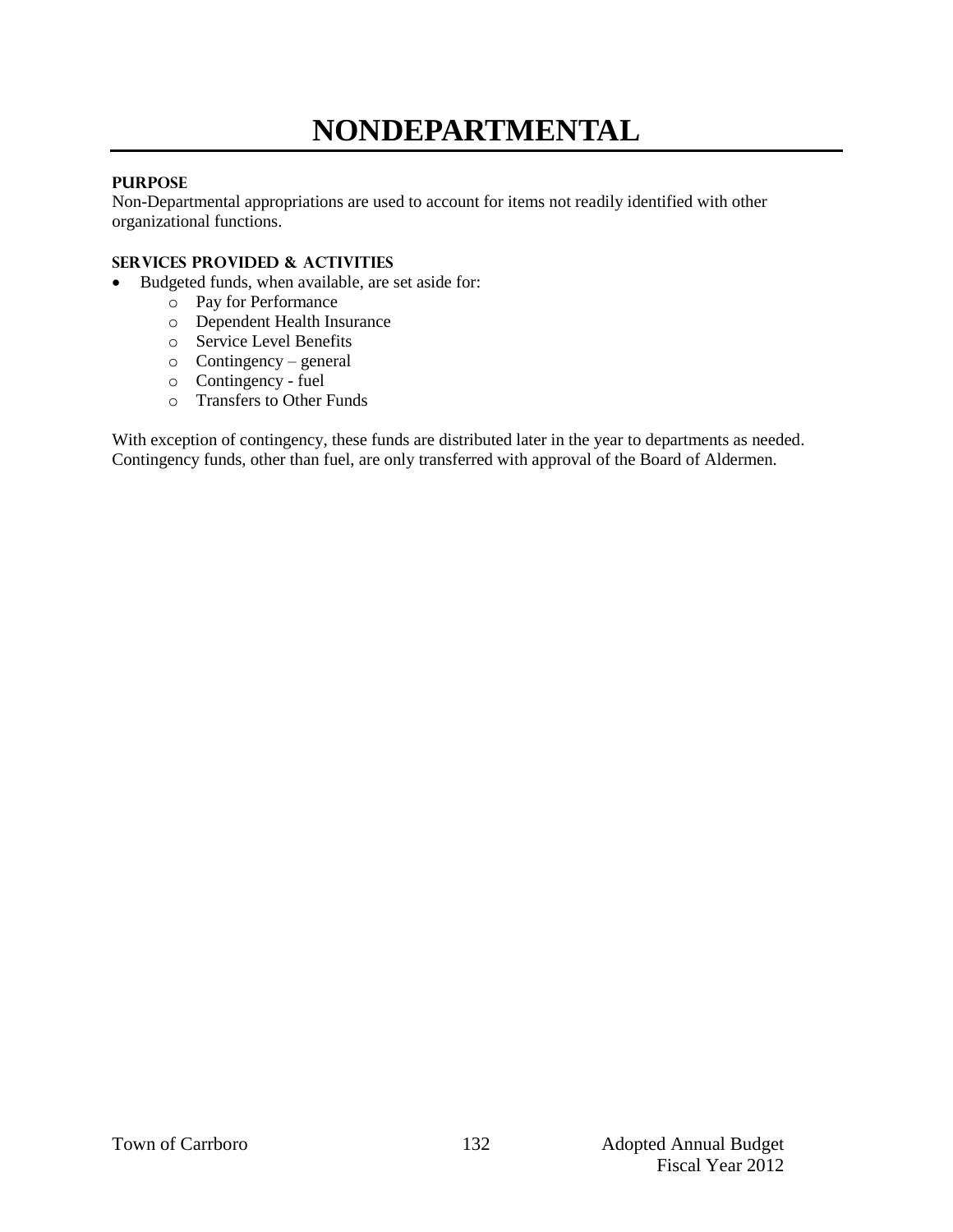# NONDEPARTMENTAL

## PURPOSE

Non-Departmental appropriations are used to account for items not readily identified with other organizational functions.

## SERVICES PROVIDED & ACTIVITIES

- Budgeted funds, when available, are set aside for:
  - Pay for Performance
  - Dependent Health Insurance
  - Service Level Benefits
  - Contingency – general
  - Contingency - fuel
  - Transfers to Other Funds

With exception of contingency, these funds are distributed later in the year to departments as needed. Contingency funds, other than fuel, are only transferred with approval of the Board of Aldermen.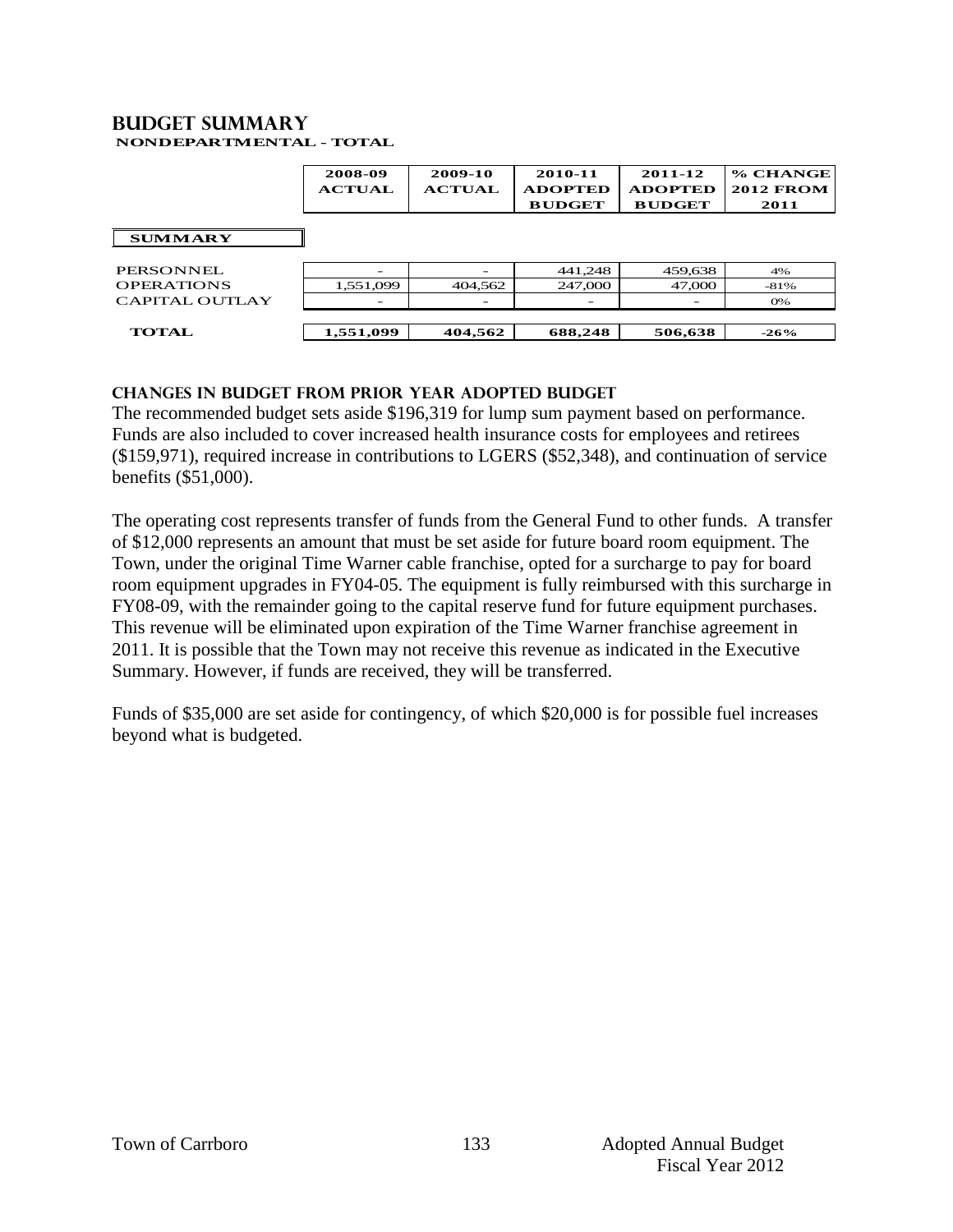## BUDGET SUMMARY

**NONDEPARTMENTAL - TOTAL**

| | 2008-09 ACTUAL | 2009-10 ACTUAL | 2010-11 ADOPTED BUDGET | 2011-12 ADOPTED BUDGET | % CHANGE 2012 FROM 2011 |
|---|---|---|---|---|---|
| **SUMMARY** | | | | | |
| PERSONNEL | - | - | 441,248 | 459,638 | 4% |
| OPERATIONS | 1,551,099 | 404,562 | 247,000 | 47,000 | -81% |
| CAPITAL OUTLAY | - | - | - | - | 0% |
| **TOTAL** | **1,551,099** | **404,562** | **688,248** | **506,638** | **-26%** |

### CHANGES IN BUDGET FROM PRIOR YEAR ADOPTED BUDGET

The recommended budget sets aside $196,319 for lump sum payment based on performance. Funds are also included to cover increased health insurance costs for employees and retirees ($159,971), required increase in contributions to LGERS ($52,348), and continuation of service benefits ($51,000).

The operating cost represents transfer of funds from the General Fund to other funds. A transfer of $12,000 represents an amount that must be set aside for future board room equipment. The Town, under the original Time Warner cable franchise, opted for a surcharge to pay for board room equipment upgrades in FY04-05. The equipment is fully reimbursed with this surcharge in FY08-09, with the remainder going to the capital reserve fund for future equipment purchases. This revenue will be eliminated upon expiration of the Time Warner franchise agreement in 2011. It is possible that the Town may not receive this revenue as indicated in the Executive Summary. However, if funds are received, they will be transferred.

Funds of $35,000 are set aside for contingency, of which $20,000 is for possible fuel increases beyond what is budgeted.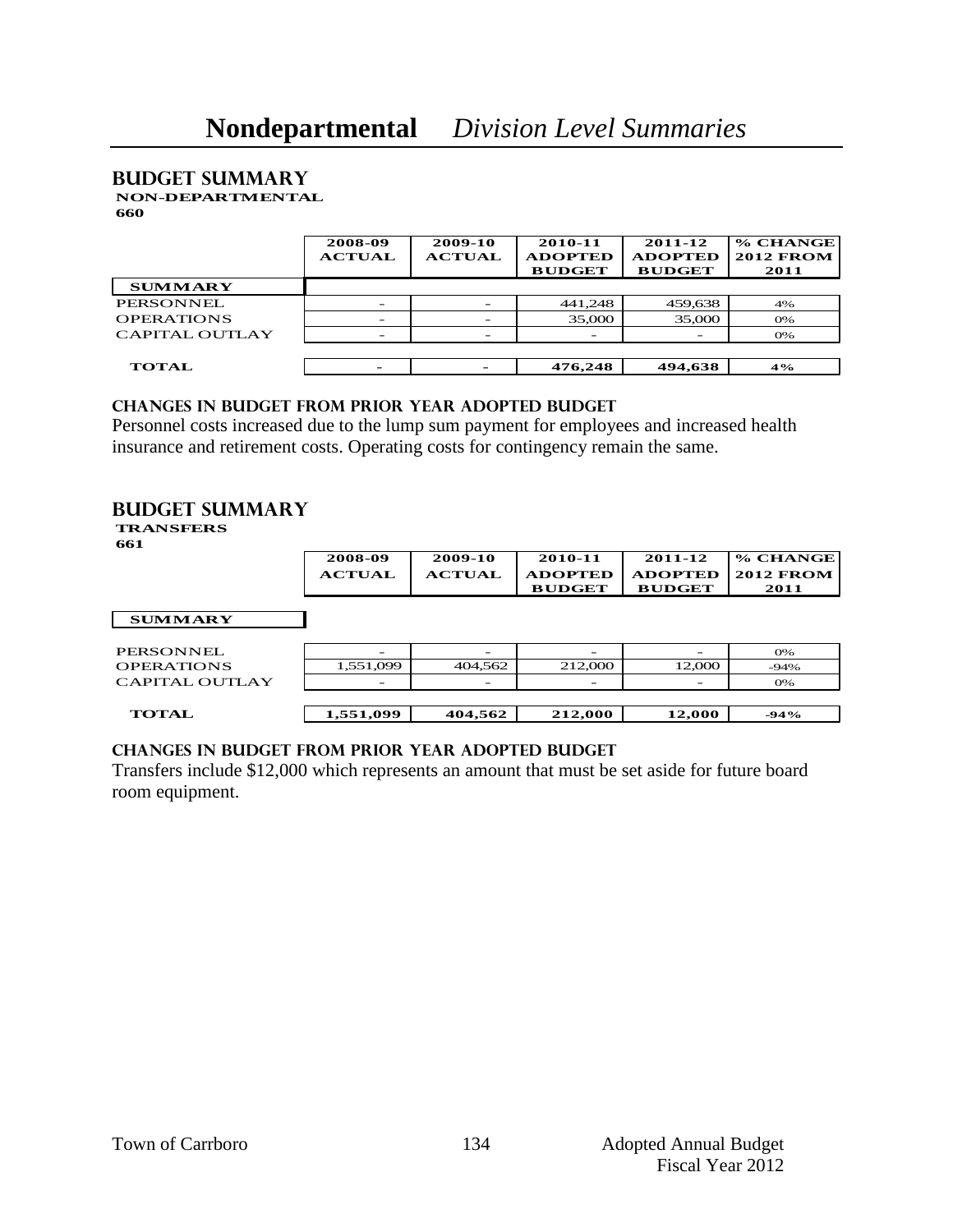# **Nondepartmental** *Division Level Summaries*

## BUDGET SUMMARY

**NON-DEPARTMENTAL**
**660**

| | 2008-09 ACTUAL | 2009-10 ACTUAL | 2010-11 ADOPTED BUDGET | 2011-12 ADOPTED BUDGET | % CHANGE 2012 FROM 2011 |
|---|---|---|---|---|---|
| **SUMMARY** | | | | | |
| PERSONNEL | - | - | 441,248 | 459,638 | 4% |
| OPERATIONS | - | - | 35,000 | 35,000 | 0% |
| CAPITAL OUTLAY | - | - | - | - | 0% |
| **TOTAL** | **-** | **-** | **476,248** | **494,638** | **4%** |

### CHANGES IN BUDGET FROM PRIOR YEAR ADOPTED BUDGET

Personnel costs increased due to the lump sum payment for employees and increased health insurance and retirement costs. Operating costs for contingency remain the same.

## BUDGET SUMMARY

**TRANSFERS**
**661**

| | 2008-09 ACTUAL | 2009-10 ACTUAL | 2010-11 ADOPTED BUDGET | 2011-12 ADOPTED BUDGET | % CHANGE 2012 FROM 2011 |
|---|---|---|---|---|---|
| **SUMMARY** | | | | | |
| PERSONNEL | - | - | - | - | 0% |
| OPERATIONS | 1,551,099 | 404,562 | 212,000 | 12,000 | -94% |
| CAPITAL OUTLAY | - | - | - | - | 0% |
| **TOTAL** | **1,551,099** | **404,562** | **212,000** | **12,000** | **-94%** |

### CHANGES IN BUDGET FROM PRIOR YEAR ADOPTED BUDGET

Transfers include $12,000 which represents an amount that must be set aside for future board room equipment.